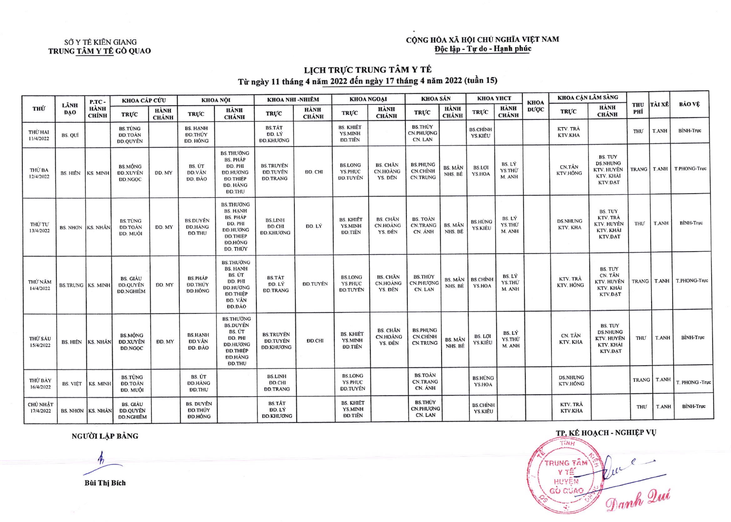SỞ Y TẾ KIÊN GIANG
TRUNG TÂM Y TẾ GÒ QUAO

**CỘNG HÒA XÃ HỘI CHỦ NGHĨA VIỆT NAM**
**Độc lập - Tự do - Hạnh phúc**

## LỊCH TRỰC TRUNG TÂM Y TẾ
### Từ ngày 11 tháng 4 năm 2022 đến ngày 17 tháng 4 năm 2022 (tuần 15)

| THỨ | LÃNH ĐẠO | P.TC - HÀNH CHÍNH | KHOA CẤP CỨU | | KHOA NỘI | | KHOA NHI - NHIỄM | | KHOA NGOẠI | | KHOA SẢN | | KHOA YHCT | | KHOA DƯỢC | KHOA CẬN LÂM SÀNG | | THU PHÍ | TÀI XẾ | BẢO VỆ |
|---|---|---|---|---|---|---|---|---|---|---|---|---|---|---|---|---|---|---|---|---|
| | | | TRỰC | HÀNH CHÁNH | TRỰC | HÀNH CHÁNH | TRỰC | HÀNH CHÁNH | TRỰC | HÀNH CHÁNH | TRỰC | HÀNH CHÁNH | TRỰC | HÀNH CHÁNH | | TRỰC | HÀNH CHÁNH | | | |
| THỨ HAI 11/4/2022 | BS. QUÍ | | BS.TÙNG ĐD.TOÀN ĐD.QUYÊN | | BS. HẠNH ĐD.THỦY ĐD. HỒNG | | BS.TẤT ĐD. LÝ ĐD.KHƯƠNG | | BS. KHIẾT YS.MINH ĐD.TIẾN | | BS.THỦY CN.PHƯỢNG CN. LAN | | BS.CHÍNH YS.KIỀU | | | KTV. TRÀ KTV.KHA | | THƯ | T.ANH | BÌNH-Trực |
| THỨ BA 12/4/2022 | BS. HIỀN | KS. MINH | BS.MỘNG ĐD.XUYẾN ĐD.NGỌC | ĐD. MY | BS. ÚT ĐD.VÂN ĐD. ĐÀO | BS.THƯỜNG BS. PHÁP ĐD. PHI ĐD.HƯƠNG ĐD.THIỆP ĐD. HẰNG ĐD.THU | BS.TRUYỀN ĐD.TUYỀN ĐD.TRANG | ĐD. CHI | BS.LONG YS.PHỤC ĐD.TUYỀN | BS. CHĂN CN.HOÀNG YS. ĐEN | BS.PHỤNG CN.CHÍNH CN.TRUNG | BS. MẪN NHS. BÉ | BS.LỢI YS.HOA | BS. LÝ YS.THƯ M. ANH | | CN.TÂN KTV.HỒNG | BS. TUY DS.NHUNG KTV. HUYỀN KTV. KHẢI KTV.ĐẠT | TRANG | T.ANH | T.PHONG-Trực |
| THỨ TƯ 13/4/2022 | BS. NHƠN | KS. NHÂN | BS.TÙNG ĐD.TOÀN ĐD. MUỐI | ĐD. MY | BS.DUYÊN ĐD.HẰNG ĐD.THU | BS.THƯỜNG BS. HẠNH BS. PHÁP ĐD. PHI ĐD.HƯƠNG ĐD.THIỆP ĐD.HỒNG ĐD. THỦY | BS.LINH ĐD.CHI ĐD.KHƯƠNG | ĐD. LÝ | BS. KHIẾT YS.MINH ĐD.TIẾN | BS. CHĂN CN.HOÀNG YS. ĐEN | BS. TOÀN CN.TRANG CN. ÁNH | BS. MẪN NHS. BÉ | BS.HÙNG YS.KIỀU | BS. LÝ YS.THƯ M. ANH | | DS.NHUNG KTV. KHA | BS. TUY KTV. TRÀ KTV. HUYỀN KTV. KHẢI KTV.ĐẠT | THƯ | T.ANH | BÌNH-Trực |
| THỨ NĂM 14/4/2022 | BS.TRUNG | KS. MINH | BS. GIÀU ĐD.QUYÊN ĐD.NGHIÊM | ĐD. MY | BS.PHÁP ĐD.THỦY ĐD.HỒNG | BS.THƯỜNG BS. HẠNH BS. ÚT ĐD. PHI ĐD.HƯƠNG ĐD.THIỆP ĐD. VÂN ĐD.ĐÀO | BS.TẤT ĐD. LÝ ĐD.TRANG | ĐD.TUYỀN | BS.LONG YS.PHỤC ĐD.TUYỀN | BS. CHĂN CN.HOÀNG YS. ĐEN | BS.THỦY CN.PHƯỢNG CN. LAN | BS. MẪN NHS. BÉ | BS.CHÍNH YS.HOA | BS. LÝ YS.THƯ M. ANH | | KTV. TRÀ KTV. HỒNG | BS. TUY CN. TÂN KTV. HUYỀN KTV. KHẢI KTV.ĐẠT | TRANG | T.ANH | T.PHONG-Trực |
| THỨ SÁU 15/4/2022 | BS. HIỀN | KS. NHÂN | BS.MỘNG ĐD.XUYẾN ĐD.NGỌC | ĐD. MY | BS.HẠNH ĐD.VÂN ĐD. ĐÀO | BS.THƯỜNG BS.DUYÊN BS. ÚT ĐD. PHI ĐD.HƯƠNG ĐD.THIỆP ĐD.HẰNG ĐD.THU | BS.TRUYỀN ĐD.TUYỀN ĐD.KHƯƠNG | ĐD.CHI | BS. KHIẾT YS.MINH ĐD.TIẾN | BS. CHĂN CN.HOÀNG YS. ĐEN | BS.PHỤNG CN.CHÍNH CN.TRUNG | BS. MẪN NHS. BÉ | BS. LỢI YS.KIỀU | BS. LÝ YS.THƯ M. ANH | | CN. TÂN KTV. KHA | BS. TUY DS.NHUNG KTV. HUYỀN KTV. KHẢI KTV.ĐẠT | THƯ | T.ANH | BÌNH-Trực |
| THỨ BẢY 16/4/2022 | BS. VIỆT | KS. MINH | BS.TÙNG ĐD.TOÀN ĐD. MUỐI | | BS. ÚT ĐD.HẰNG ĐD.THU | | BS.LINH ĐD.CHI ĐD.TRANG | | BS.LONG YS.PHỤC ĐD.TUYỀN | | BS.TOÀN CN.TRANG CN. ÁNH | | BS.HÙNG YS.HOA | | | DS.NHUNG KTV.HỒNG | | TRANG | T.ANH | T. PHONG -Trực |
| CHỦ NHẬT 17/4/2022 | BS. NHƠN | KS. NHÂN | BS. GIÀU ĐD.QUYÊN ĐD.NGHIÊM | | BS. DUYÊN ĐD.THỦY ĐD.HỒNG | | BS.TẤT ĐD. LÝ ĐD.KHƯƠNG | | BS. KHIẾT YS.MINH ĐD.TIẾN | | BS.THỦY CN.PHƯỢNG CN. LAN | | BS.CHÍNH YS.KIỀU | | | KTV. TRÀ KTV.KHA | | THƯ | T.ANH | BÌNH-Trực |

**NGƯỜI LẬP BẢNG**

Bùi Thị Bích

**TP. KẾ HOẠCH - NGHIỆP VỤ**

Danh Quí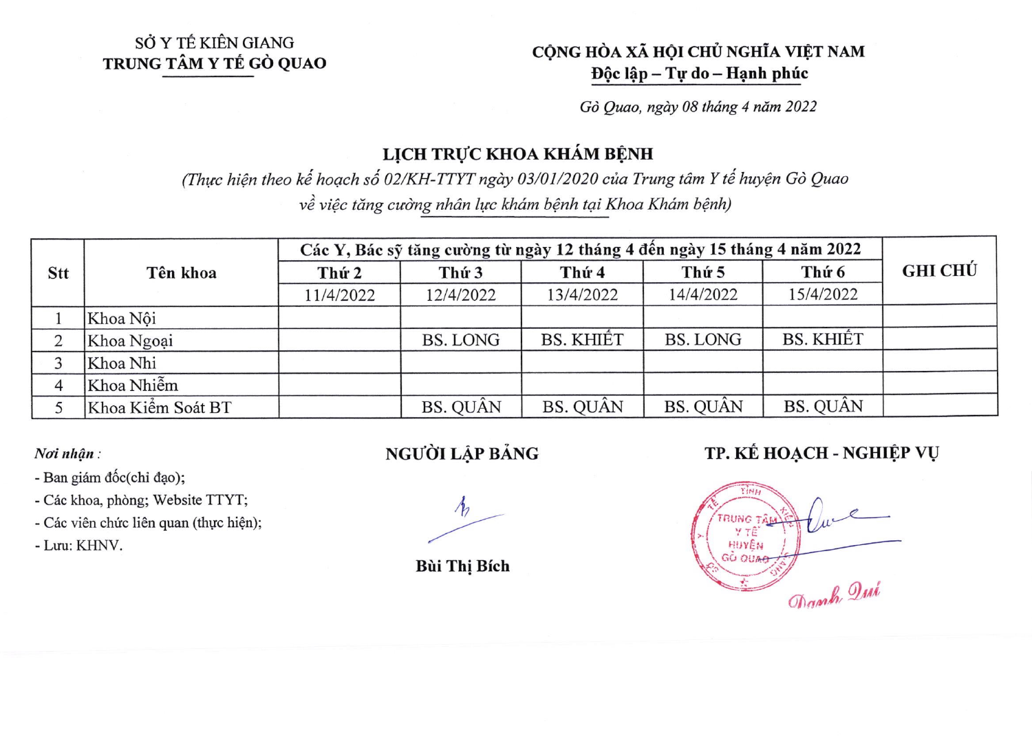SỞ Y TẾ KIÊN GIANG
**TRUNG TÂM Y TẾ GÒ QUAO**

**CỘNG HÒA XÃ HỘI CHỦ NGHĨA VIỆT NAM**
**Độc lập – Tự do – Hạnh phúc**

*Gò Quao, ngày 08 tháng 4 năm 2022*

## LỊCH TRỰC KHOA KHÁM BỆNH

*(Thực hiện theo kế hoạch số 02/KH-TTYT ngày 03/01/2020 của Trung tâm Y tế huyện Gò Quao về việc tăng cường nhân lực khám bệnh tại Khoa Khám bệnh)*

| Stt | Tên khoa | Các Y, Bác sỹ tăng cường từ ngày 12 tháng 4 đến ngày 15 tháng 4 năm 2022 | | | | | GHI CHÚ |
|---|---|---|---|---|---|---|---|
| | | Thứ 2 | Thứ 3 | Thứ 4 | Thứ 5 | Thứ 6 | |
| | | 11/4/2022 | 12/4/2022 | 13/4/2022 | 14/4/2022 | 15/4/2022 | |
| 1 | Khoa Nội | | | | | | |
| 2 | Khoa Ngoại | | BS. LONG | BS. KHIẾT | BS. LONG | BS. KHIẾT | |
| 3 | Khoa Nhi | | | | | | |
| 4 | Khoa Nhiễm | | | | | | |
| 5 | Khoa Kiểm Soát BT | | BS. QUÂN | BS. QUÂN | BS. QUÂN | BS. QUÂN | |

***Nơi nhận :***
- Ban giám đốc(chỉ đạo);
- Các khoa, phòng; Website TTYT;
- Các viên chức liên quan (thực hiện);
- Lưu: KHNV.

**NGƯỜI LẬP BẢNG**

**Bùi Thị Bích**

**TP. KẾ HOẠCH - NGHIỆP VỤ**

Danh Quí